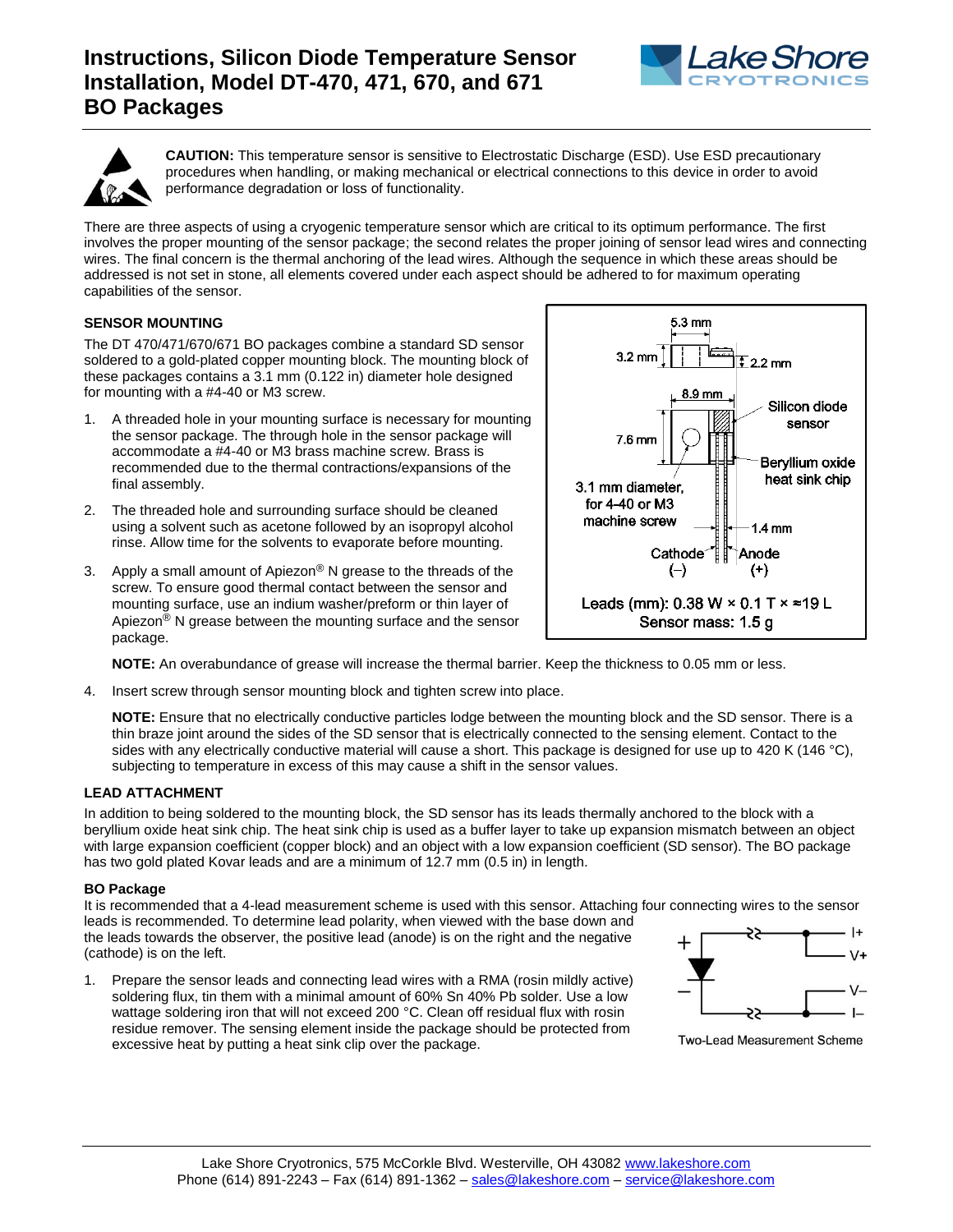# Instructions, Silicon Diode Temperature Sensor Installation, Model DT-470, 471, 670, and 671 BO Packages

**CAUTION:** This temperature sensor is sensitive to Electrostatic Discharge (ESD). Use ESD precautionary procedures when handling, or making mechanical or electrical connections to this device in order to avoid performance degradation or loss of functionality.

There are three aspects of using a cryogenic temperature sensor which are critical to its optimum performance. The first involves the proper mounting of the sensor package; the second relates the proper joining of sensor lead wires and connecting wires. The final concern is the thermal anchoring of the lead wires. Although the sequence in which these areas should be addressed is not set in stone, all elements covered under each aspect should be adhered to for maximum operating capabilities of the sensor.

### SENSOR MOUNTING

The DT 470/471/670/671 BO packages combine a standard SD sensor soldered to a gold-plated copper mounting block. The mounting block of these packages contains a 3.1 mm (0.122 in) diameter hole designed for mounting with a #4-40 or M3 screw.

1. A threaded hole in your mounting surface is necessary for mounting the sensor package. The through hole in the sensor package will accommodate a #4-40 or M3 brass machine screw. Brass is recommended due to the thermal contractions/expansions of the final assembly.
2. The threaded hole and surrounding surface should be cleaned using a solvent such as acetone followed by an isopropyl alcohol rinse. Allow time for the solvents to evaporate before mounting.
3. Apply a small amount of Apiezon® N grease to the threads of the screw. To ensure good thermal contact between the sensor and mounting surface, use an indium washer/preform or thin layer of Apiezon® N grease between the mounting surface and the sensor package.

   **NOTE:** An overabundance of grease will increase the thermal barrier. Keep the thickness to 0.05 mm or less.

4. Insert screw through sensor mounting block and tighten screw into place.

   **NOTE:** Ensure that no electrically conductive particles lodge between the mounting block and the SD sensor. There is a thin braze joint around the sides of the SD sensor that is electrically connected to the sensing element. Contact to the sides with any electrically conductive material will cause a short. This package is designed for use up to 420 K (146 °C), subjecting to temperature in excess of this may cause a shift in the sensor values.

5.3 mm; 3.2 mm; 2.2 mm; 8.9 mm; 7.6 mm; Silicon diode sensor; Beryllium oxide heat sink chip; 3.1 mm diameter, for 4-40 or M3 machine screw; 1.4 mm; Cathode (–); Anode (+)

Leads (mm): 0.38 W × 0.1 T × ≈19 L
Sensor mass: 1.5 g

### LEAD ATTACHMENT

In addition to being soldered to the mounting block, the SD sensor has its leads thermally anchored to the block with a beryllium oxide heat sink chip. The heat sink chip is used as a buffer layer to take up expansion mismatch between an object with large expansion coefficient (copper block) and an object with a low expansion coefficient (SD sensor). The BO package has two gold plated Kovar leads and are a minimum of 12.7 mm (0.5 in) in length.

#### BO Package

It is recommended that a 4-lead measurement scheme is used with this sensor. Attaching four connecting wires to the sensor leads is recommended. To determine lead polarity, when viewed with the base down and the leads towards the observer, the positive lead (anode) is on the right and the negative (cathode) is on the left.

1. Prepare the sensor leads and connecting lead wires with a RMA (rosin mildly active) soldering flux, tin them with a minimal amount of 60% Sn 40% Pb solder. Use a low wattage soldering iron that will not exceed 200 °C. Clean off residual flux with rosin residue remover. The sensing element inside the package should be protected from excessive heat by putting a heat sink clip over the package.

+ – I+ V+ V– I–

Two-Lead Measurement Scheme

Lake Shore Cryotronics, 575 McCorkle Blvd. Westerville, OH 43082 www.lakeshore.com
Phone (614) 891-2243 – Fax (614) 891-1362 – sales@lakeshore.com – service@lakeshore.com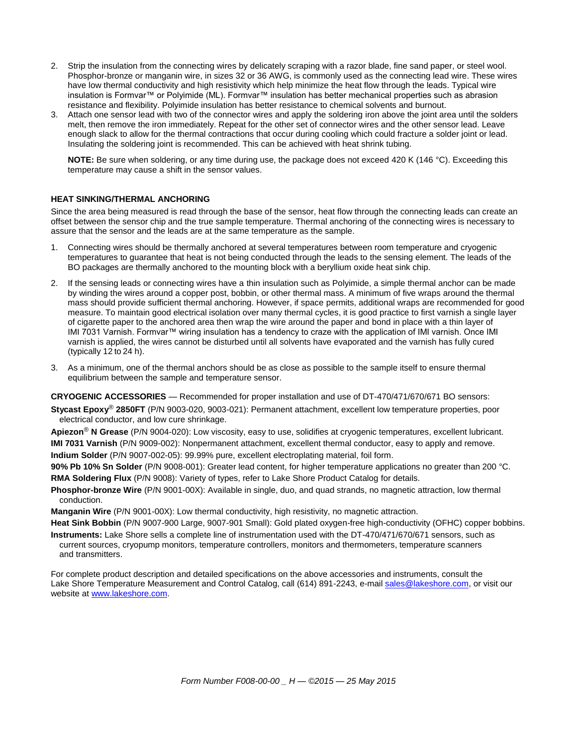2. Strip the insulation from the connecting wires by delicately scraping with a razor blade, fine sand paper, or steel wool. Phosphor-bronze or manganin wire, in sizes 32 or 36 AWG, is commonly used as the connecting lead wire. These wires have low thermal conductivity and high resistivity which help minimize the heat flow through the leads. Typical wire insulation is Formvar™ or Polyimide (ML). Formvar™ insulation has better mechanical properties such as abrasion resistance and flexibility. Polyimide insulation has better resistance to chemical solvents and burnout.
3. Attach one sensor lead with two of the connector wires and apply the soldering iron above the joint area until the solders melt, then remove the iron immediately. Repeat for the other set of connector wires and the other sensor lead. Leave enough slack to allow for the thermal contractions that occur during cooling which could fracture a solder joint or lead. Insulating the soldering joint is recommended. This can be achieved with heat shrink tubing.

   **NOTE:** Be sure when soldering, or any time during use, the package does not exceed 420 K (146 °C). Exceeding this temperature may cause a shift in the sensor values.

### HEAT SINKING/THERMAL ANCHORING

Since the area being measured is read through the base of the sensor, heat flow through the connecting leads can create an offset between the sensor chip and the true sample temperature. Thermal anchoring of the connecting wires is necessary to assure that the sensor and the leads are at the same temperature as the sample.

1. Connecting wires should be thermally anchored at several temperatures between room temperature and cryogenic temperatures to guarantee that heat is not being conducted through the leads to the sensing element. The leads of the BO packages are thermally anchored to the mounting block with a beryllium oxide heat sink chip.
2. If the sensing leads or connecting wires have a thin insulation such as Polyimide, a simple thermal anchor can be made by winding the wires around a copper post, bobbin, or other thermal mass. A minimum of five wraps around the thermal mass should provide sufficient thermal anchoring. However, if space permits, additional wraps are recommended for good measure. To maintain good electrical isolation over many thermal cycles, it is good practice to first varnish a single layer of cigarette paper to the anchored area then wrap the wire around the paper and bond in place with a thin layer of IMI 7031 Varnish. Formvar™ wiring insulation has a tendency to craze with the application of IMI varnish. Once IMI varnish is applied, the wires cannot be disturbed until all solvents have evaporated and the varnish has fully cured (typically 12 to 24 h).
3. As a minimum, one of the thermal anchors should be as close as possible to the sample itself to ensure thermal equilibrium between the sample and temperature sensor.

**CRYOGENIC ACCESSORIES** — Recommended for proper installation and use of DT-470/471/670/671 BO sensors:

**Stycast Epoxy® 2850FT** (P/N 9003-020, 9003-021): Permanent attachment, excellent low temperature properties, poor electrical conductor, and low cure shrinkage.

**Apiezon® N Grease** (P/N 9004-020): Low viscosity, easy to use, solidifies at cryogenic temperatures, excellent lubricant.

**IMI 7031 Varnish** (P/N 9009-002): Nonpermanent attachment, excellent thermal conductor, easy to apply and remove.

**Indium Solder** (P/N 9007-002-05): 99.99% pure, excellent electroplating material, foil form.

**90% Pb 10% Sn Solder** (P/N 9008-001): Greater lead content, for higher temperature applications no greater than 200 °C.

**RMA Soldering Flux** (P/N 9008): Variety of types, refer to Lake Shore Product Catalog for details.

**Phosphor-bronze Wire** (P/N 9001-00X): Available in single, duo, and quad strands, no magnetic attraction, low thermal conduction.

**Manganin Wire** (P/N 9001-00X): Low thermal conductivity, high resistivity, no magnetic attraction.

**Heat Sink Bobbin** (P/N 9007-900 Large, 9007-901 Small): Gold plated oxygen-free high-conductivity (OFHC) copper bobbins.

**Instruments:** Lake Shore sells a complete line of instrumentation used with the DT-470/471/670/671 sensors, such as current sources, cryopump monitors, temperature controllers, monitors and thermometers, temperature scanners and transmitters.

For complete product description and detailed specifications on the above accessories and instruments, consult the Lake Shore Temperature Measurement and Control Catalog, call (614) 891-2243, e-mail sales@lakeshore.com, or visit our website at www.lakeshore.com.

*Form Number F008-00-00 _ H — ©2015 — 25 May 2015*